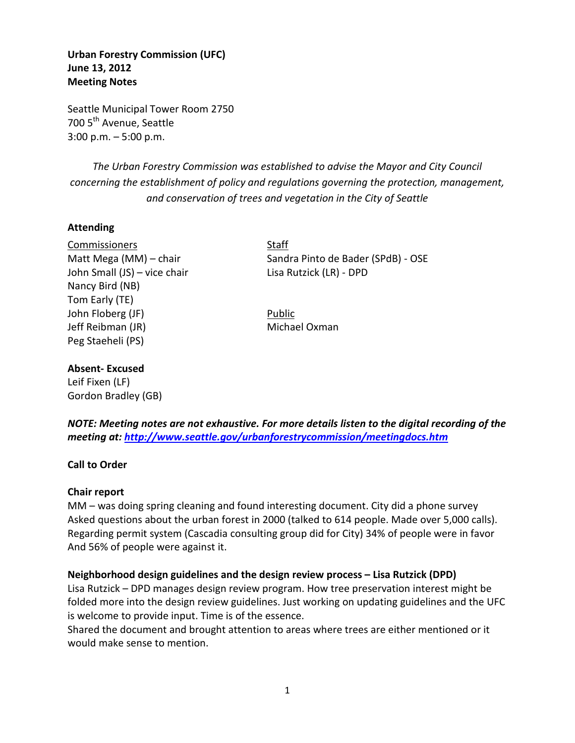**Urban Forestry Commission (UFC)**
**June 13, 2012**
**Meeting Notes**

Seattle Municipal Tower Room 2750
700 5th Avenue, Seattle
3:00 p.m. – 5:00 p.m.

*The Urban Forestry Commission was established to advise the Mayor and City Council concerning the establishment of policy and regulations governing the protection, management, and conservation of trees and vegetation in the City of Seattle*

**Attending**

Commissioners
Matt Mega (MM) – chair
John Small (JS) – vice chair
Nancy Bird (NB)
Tom Early (TE)
John Floberg (JF)
Jeff Reibman (JR)
Peg Staeheli (PS)

Staff
Sandra Pinto de Bader (SPdB) - OSE
Lisa Rutzick (LR) - DPD

Public
Michael Oxman

**Absent- Excused**
Leif Fixen (LF)
Gordon Bradley (GB)

***NOTE: Meeting notes are not exhaustive. For more details listen to the digital recording of the meeting at: http://www.seattle.gov/urbanforestrycommission/meetingdocs.htm***

**Call to Order**

**Chair report**
MM – was doing spring cleaning and found interesting document. City did a phone survey Asked questions about the urban forest in 2000 (talked to 614 people. Made over 5,000 calls). Regarding permit system (Cascadia consulting group did for City) 34% of people were in favor And 56% of people were against it.

**Neighborhood design guidelines and the design review process – Lisa Rutzick (DPD)**
Lisa Rutzick – DPD manages design review program. How tree preservation interest might be folded more into the design review guidelines. Just working on updating guidelines and the UFC is welcome to provide input. Time is of the essence.
Shared the document and brought attention to areas where trees are either mentioned or it would make sense to mention.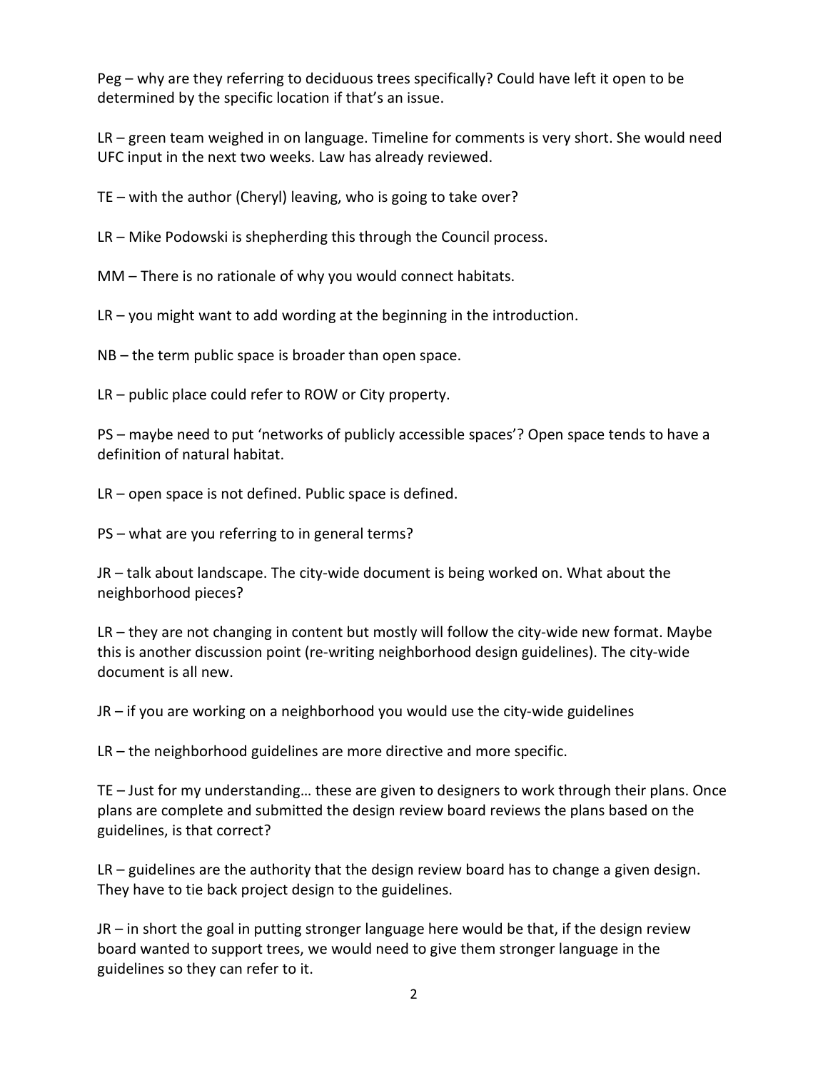Peg – why are they referring to deciduous trees specifically? Could have left it open to be determined by the specific location if that's an issue.

LR – green team weighed in on language. Timeline for comments is very short. She would need UFC input in the next two weeks. Law has already reviewed.

TE – with the author (Cheryl) leaving, who is going to take over?

LR – Mike Podowski is shepherding this through the Council process.

MM – There is no rationale of why you would connect habitats.

LR – you might want to add wording at the beginning in the introduction.

NB – the term public space is broader than open space.

LR – public place could refer to ROW or City property.

PS – maybe need to put 'networks of publicly accessible spaces'? Open space tends to have a definition of natural habitat.

LR – open space is not defined. Public space is defined.

PS – what are you referring to in general terms?

JR – talk about landscape. The city-wide document is being worked on. What about the neighborhood pieces?

LR – they are not changing in content but mostly will follow the city-wide new format. Maybe this is another discussion point (re-writing neighborhood design guidelines). The city-wide document is all new.

JR – if you are working on a neighborhood you would use the city-wide guidelines

LR – the neighborhood guidelines are more directive and more specific.

TE – Just for my understanding… these are given to designers to work through their plans. Once plans are complete and submitted the design review board reviews the plans based on the guidelines, is that correct?

LR – guidelines are the authority that the design review board has to change a given design. They have to tie back project design to the guidelines.

JR – in short the goal in putting stronger language here would be that, if the design review board wanted to support trees, we would need to give them stronger language in the guidelines so they can refer to it.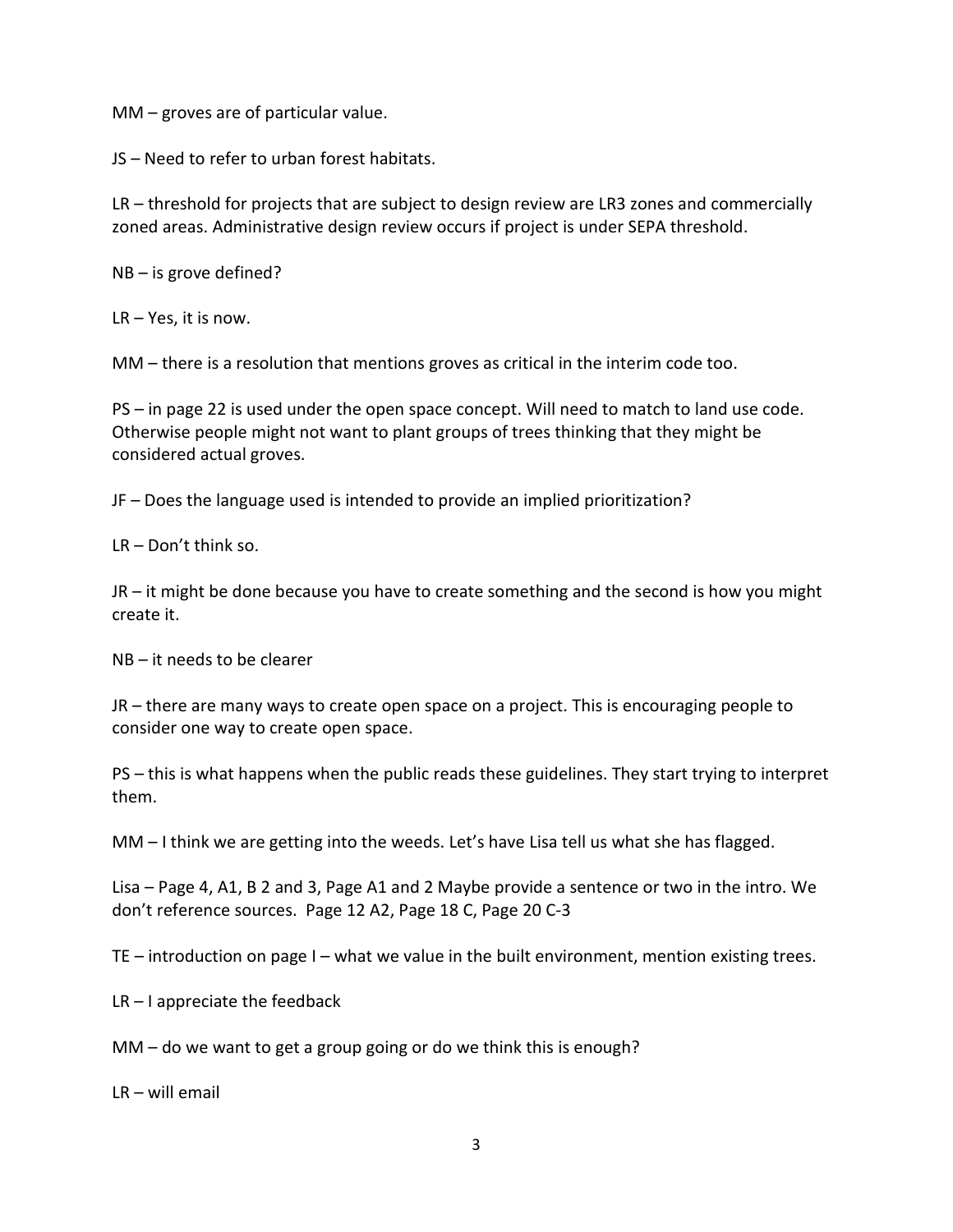MM – groves are of particular value.

JS – Need to refer to urban forest habitats.

LR – threshold for projects that are subject to design review are LR3 zones and commercially zoned areas. Administrative design review occurs if project is under SEPA threshold.

NB – is grove defined?

LR – Yes, it is now.

MM – there is a resolution that mentions groves as critical in the interim code too.

PS – in page 22 is used under the open space concept. Will need to match to land use code. Otherwise people might not want to plant groups of trees thinking that they might be considered actual groves.

JF – Does the language used is intended to provide an implied prioritization?

LR – Don't think so.

JR – it might be done because you have to create something and the second is how you might create it.

NB – it needs to be clearer

JR – there are many ways to create open space on a project. This is encouraging people to consider one way to create open space.

PS – this is what happens when the public reads these guidelines. They start trying to interpret them.

MM – I think we are getting into the weeds. Let's have Lisa tell us what she has flagged.

Lisa – Page 4, A1, B 2 and 3, Page A1 and 2 Maybe provide a sentence or two in the intro. We don't reference sources. Page 12 A2, Page 18 C, Page 20 C-3

TE – introduction on page I – what we value in the built environment, mention existing trees.

LR – I appreciate the feedback

MM – do we want to get a group going or do we think this is enough?

LR – will email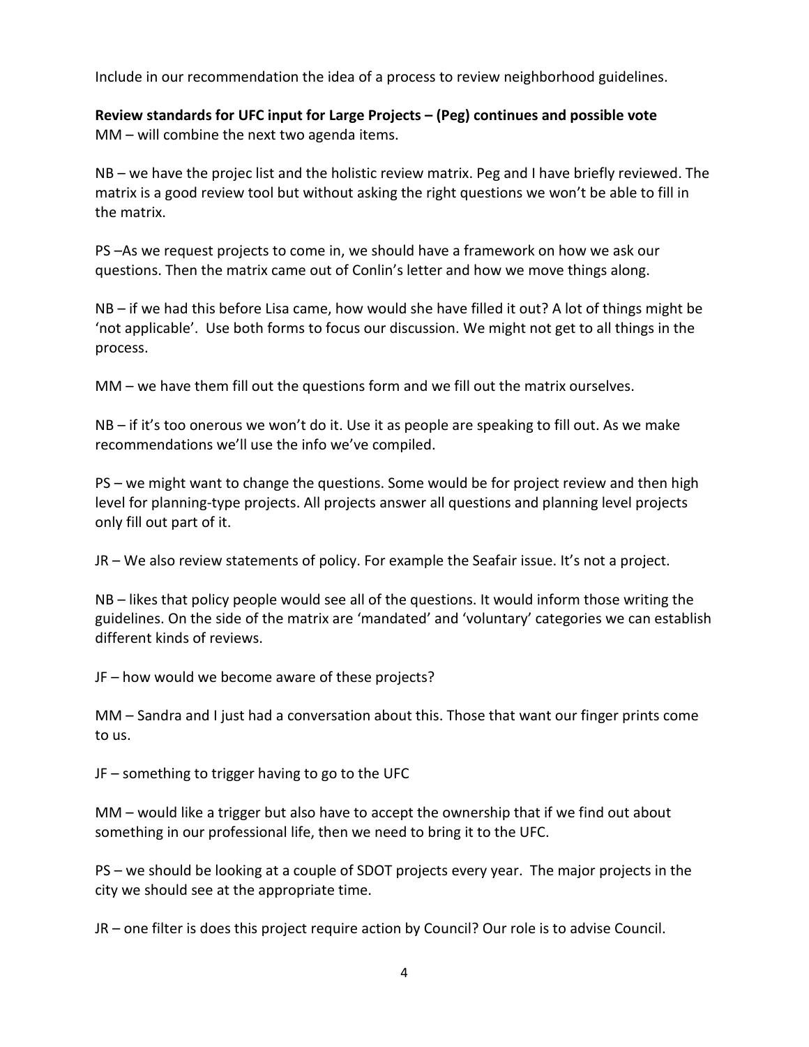Include in our recommendation the idea of a process to review neighborhood guidelines.

**Review standards for UFC input for Large Projects – (Peg) continues and possible vote**
MM – will combine the next two agenda items.

NB – we have the projec list and the holistic review matrix. Peg and I have briefly reviewed. The matrix is a good review tool but without asking the right questions we won't be able to fill in the matrix.

PS –As we request projects to come in, we should have a framework on how we ask our questions. Then the matrix came out of Conlin's letter and how we move things along.

NB – if we had this before Lisa came, how would she have filled it out? A lot of things might be 'not applicable'. Use both forms to focus our discussion. We might not get to all things in the process.

MM – we have them fill out the questions form and we fill out the matrix ourselves.

NB – if it's too onerous we won't do it. Use it as people are speaking to fill out. As we make recommendations we'll use the info we've compiled.

PS – we might want to change the questions. Some would be for project review and then high level for planning-type projects. All projects answer all questions and planning level projects only fill out part of it.

JR – We also review statements of policy. For example the Seafair issue. It's not a project.

NB – likes that policy people would see all of the questions. It would inform those writing the guidelines. On the side of the matrix are 'mandated' and 'voluntary' categories we can establish different kinds of reviews.

JF – how would we become aware of these projects?

MM – Sandra and I just had a conversation about this. Those that want our finger prints come to us.

JF – something to trigger having to go to the UFC

MM – would like a trigger but also have to accept the ownership that if we find out about something in our professional life, then we need to bring it to the UFC.

PS – we should be looking at a couple of SDOT projects every year. The major projects in the city we should see at the appropriate time.

JR – one filter is does this project require action by Council? Our role is to advise Council.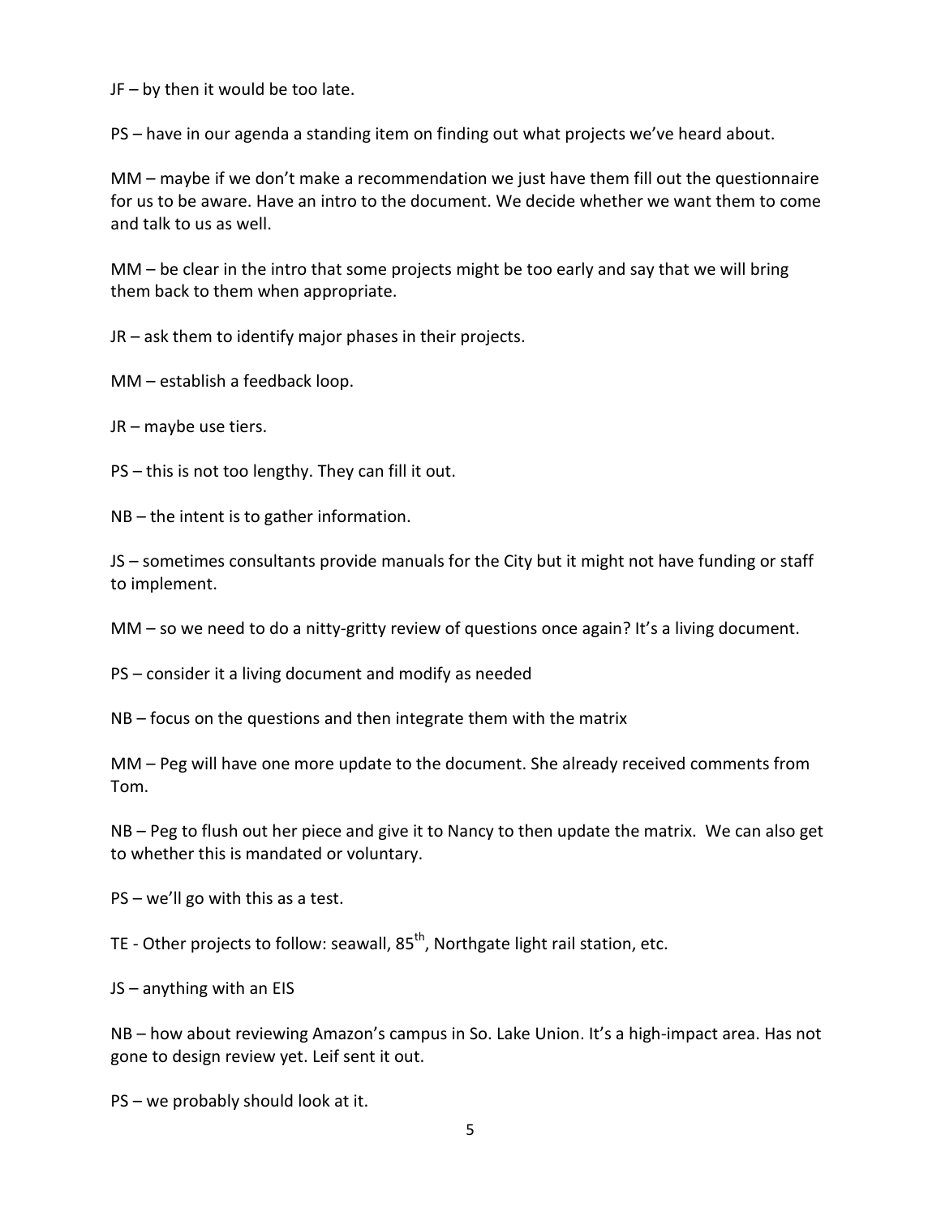JF – by then it would be too late.

PS – have in our agenda a standing item on finding out what projects we've heard about.

MM – maybe if we don't make a recommendation we just have them fill out the questionnaire for us to be aware. Have an intro to the document. We decide whether we want them to come and talk to us as well.

MM – be clear in the intro that some projects might be too early and say that we will bring them back to them when appropriate.

JR – ask them to identify major phases in their projects.

MM – establish a feedback loop.

JR – maybe use tiers.

PS – this is not too lengthy. They can fill it out.

NB – the intent is to gather information.

JS – sometimes consultants provide manuals for the City but it might not have funding or staff to implement.

MM – so we need to do a nitty-gritty review of questions once again? It's a living document.

PS – consider it a living document and modify as needed

NB – focus on the questions and then integrate them with the matrix

MM – Peg will have one more update to the document. She already received comments from Tom.

NB – Peg to flush out her piece and give it to Nancy to then update the matrix. We can also get to whether this is mandated or voluntary.

PS – we'll go with this as a test.

TE - Other projects to follow: seawall, 85th, Northgate light rail station, etc.

JS – anything with an EIS

NB – how about reviewing Amazon's campus in So. Lake Union. It's a high-impact area. Has not gone to design review yet. Leif sent it out.

PS – we probably should look at it.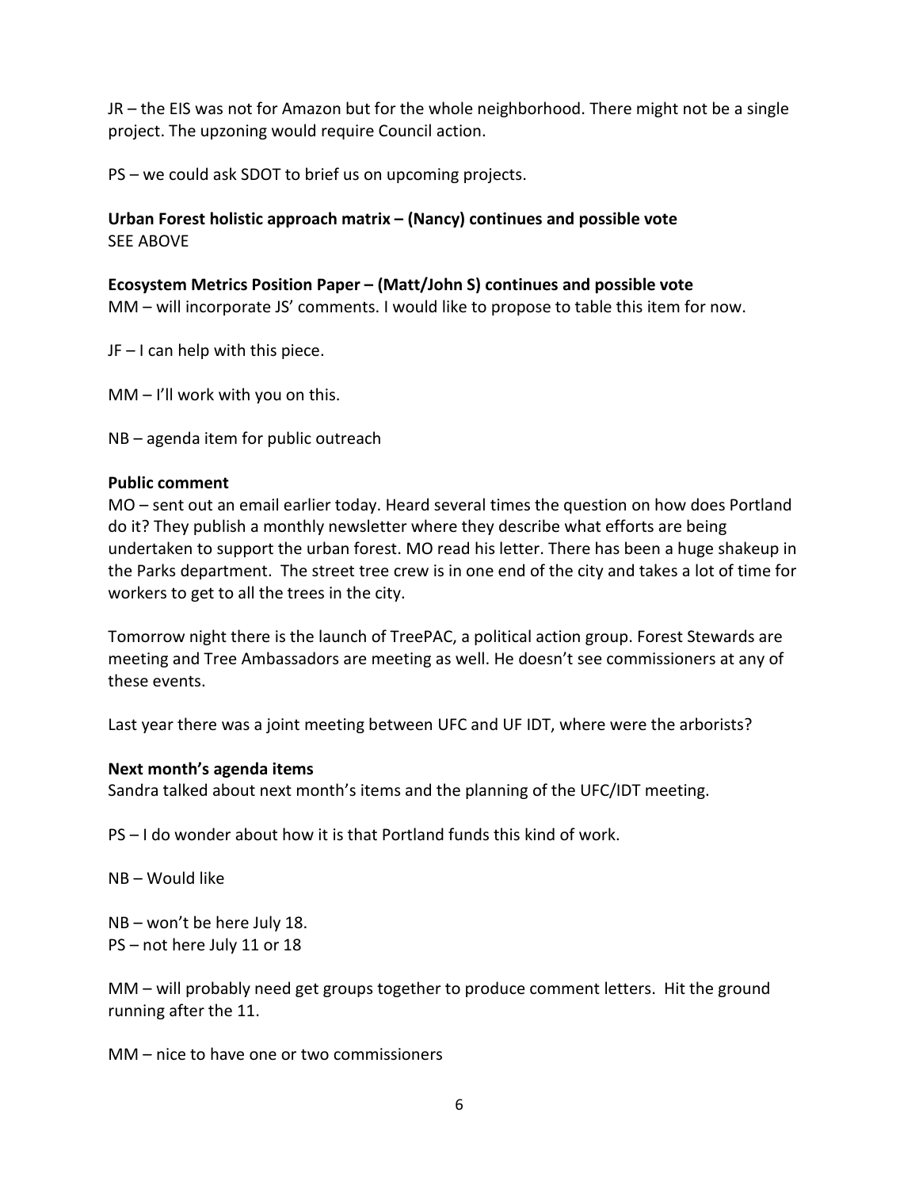JR – the EIS was not for Amazon but for the whole neighborhood. There might not be a single project. The upzoning would require Council action.

PS – we could ask SDOT to brief us on upcoming projects.

**Urban Forest holistic approach matrix – (Nancy) continues and possible vote**
SEE ABOVE

**Ecosystem Metrics Position Paper – (Matt/John S) continues and possible vote**
MM – will incorporate JS' comments. I would like to propose to table this item for now.

JF – I can help with this piece.

MM – I'll work with you on this.

NB – agenda item for public outreach

**Public comment**
MO – sent out an email earlier today. Heard several times the question on how does Portland do it? They publish a monthly newsletter where they describe what efforts are being undertaken to support the urban forest. MO read his letter. There has been a huge shakeup in the Parks department. The street tree crew is in one end of the city and takes a lot of time for workers to get to all the trees in the city.

Tomorrow night there is the launch of TreePAC, a political action group. Forest Stewards are meeting and Tree Ambassadors are meeting as well. He doesn't see commissioners at any of these events.

Last year there was a joint meeting between UFC and UF IDT, where were the arborists?

**Next month's agenda items**
Sandra talked about next month's items and the planning of the UFC/IDT meeting.

PS – I do wonder about how it is that Portland funds this kind of work.

NB – Would like

NB – won't be here July 18.
PS – not here July 11 or 18

MM – will probably need get groups together to produce comment letters. Hit the ground running after the 11.

MM – nice to have one or two commissioners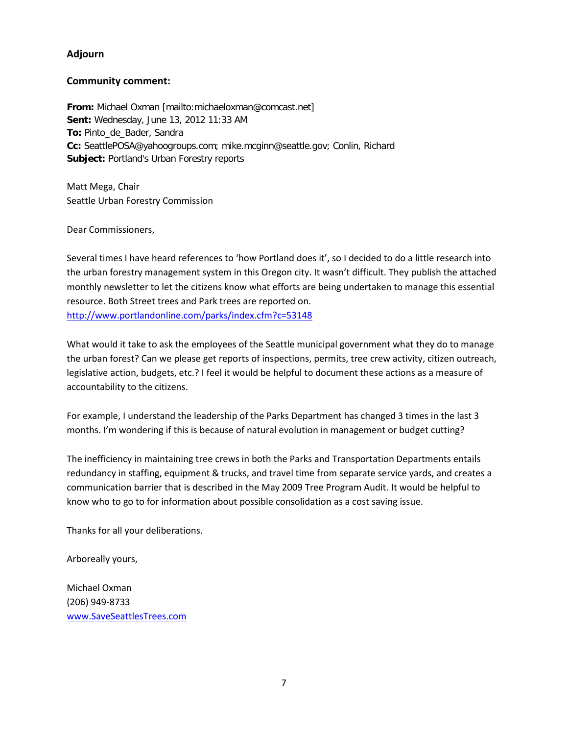**Adjourn**

**Community comment:**

**From:** Michael Oxman [mailto:michaeloxman@comcast.net]
**Sent:** Wednesday, June 13, 2012 11:33 AM
**To:** Pinto_de_Bader, Sandra
**Cc:** SeattlePOSA@yahoogroups.com; mike.mcginn@seattle.gov; Conlin, Richard
**Subject:** Portland's Urban Forestry reports

Matt Mega, Chair
Seattle Urban Forestry Commission

Dear Commissioners,

Several times I have heard references to 'how Portland does it', so I decided to do a little research into the urban forestry management system in this Oregon city. It wasn't difficult. They publish the attached monthly newsletter to let the citizens know what efforts are being undertaken to manage this essential resource. Both Street trees and Park trees are reported on.
http://www.portlandonline.com/parks/index.cfm?c=53148

What would it take to ask the employees of the Seattle municipal government what they do to manage the urban forest? Can we please get reports of inspections, permits, tree crew activity, citizen outreach, legislative action, budgets, etc.? I feel it would be helpful to document these actions as a measure of accountability to the citizens.

For example, I understand the leadership of the Parks Department has changed 3 times in the last 3 months. I'm wondering if this is because of natural evolution in management or budget cutting?

The inefficiency in maintaining tree crews in both the Parks and Transportation Departments entails redundancy in staffing, equipment & trucks, and travel time from separate service yards, and creates a communication barrier that is described in the May 2009 Tree Program Audit. It would be helpful to know who to go to for information about possible consolidation as a cost saving issue.

Thanks for all your deliberations.

Arboreally yours,

Michael Oxman
(206) 949-8733
www.SaveSeattlesTrees.com